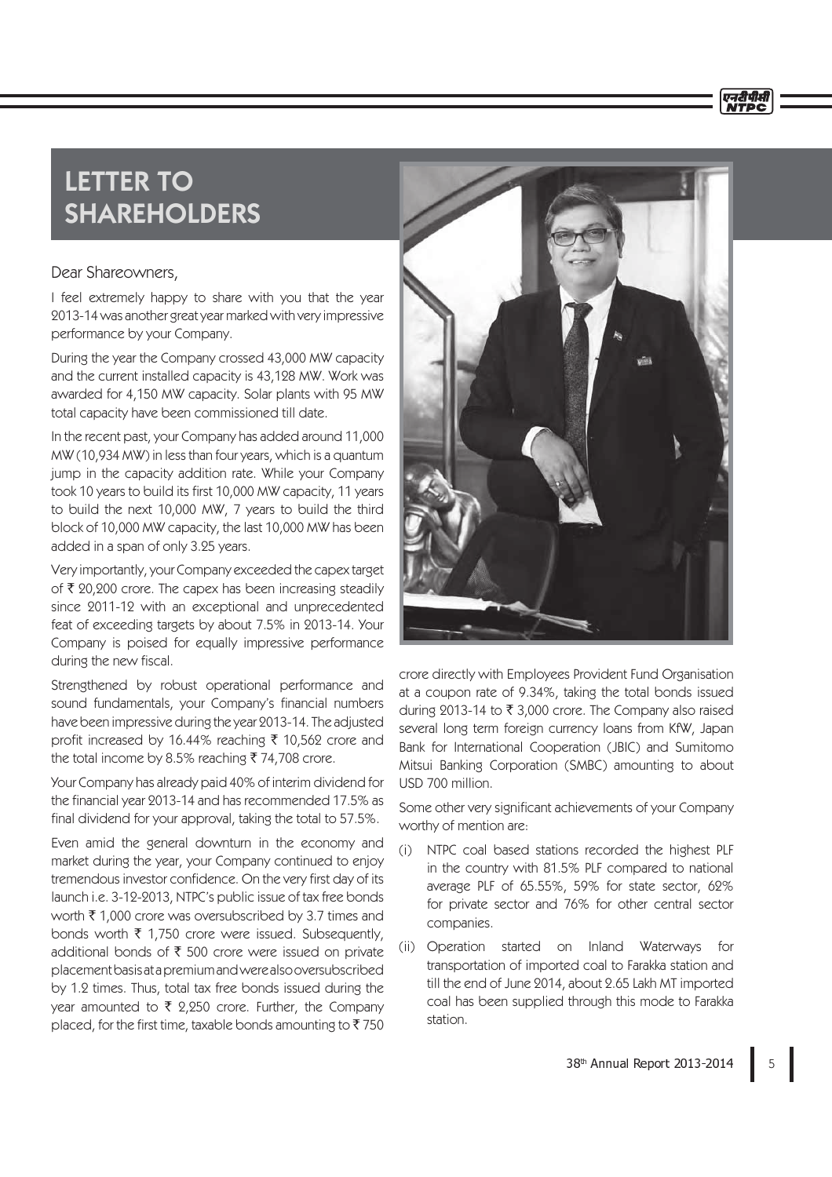# LETTER TO SHAREHOLDERS

Dear Shareowners,

I feel extremely happy to share with you that the year 2013-14 was another great year marked with very impressive performance by your Company.

During the year the Company crossed 43,000 MW capacity and the current installed capacity is 43,128 MW. Work was awarded for 4,150 MW capacity. Solar plants with 95 MW total capacity have been commissioned till date.

In the recent past, your Company has added around 11,000 MW (10,934 MW) in less than four years, which is a quantum jump in the capacity addition rate. While your Company took 10 years to build its first 10,000 MW capacity, 11 years to build the next 10,000 MW, 7 years to build the third block of 10,000 MW capacity, the last 10,000 MW has been added in a span of only 3.25 years.

Very importantly, your Company exceeded the capex target of ₹ 20,200 crore. The capex has been increasing steadily since 2011-12 with an exceptional and unprecedented feat of exceeding targets by about 7.5% in 2013-14. Your Company is poised for equally impressive performance during the new fiscal.

Strengthened by robust operational performance and sound fundamentals, your Company's financial numbers have been impressive during the year 2013-14. The adjusted profit increased by 16.44% reaching ₹ 10,562 crore and the total income by 8.5% reaching ₹ 74,708 crore.

Your Company has already paid 40% of interim dividend for the financial year 2013-14 and has recommended 17.5% as final dividend for your approval, taking the total to 57.5%.

Even amid the general downturn in the economy and market during the year, your Company continued to enjoy tremendous investor confidence. On the very first day of its launch i.e. 3-12-2013, NTPC's public issue of tax free bonds worth ₹ 1,000 crore was oversubscribed by 3.7 times and bonds worth ₹ 1,750 crore were issued. Subsequently, additional bonds of ₹ 500 crore were issued on private placement basis at a premium and were also oversubscribed by 1.2 times. Thus, total tax free bonds issued during the year amounted to ₹ 2,250 crore. Further, the Company placed, for the first time, taxable bonds amounting to ₹ 750 crore directly with Employees Provident Fund Organisation at a coupon rate of 9.34%, taking the total bonds issued during 2013-14 to ₹ 3,000 crore. The Company also raised several long term foreign currency loans from KfW, Japan Bank for International Cooperation (JBIC) and Sumitomo Mitsui Banking Corporation (SMBC) amounting to about USD 700 million.

Some other very significant achievements of your Company worthy of mention are:

(i) NTPC coal based stations recorded the highest PLF in the country with 81.5% PLF compared to national average PLF of 65.55%, 59% for state sector, 62% for private sector and 76% for other central sector companies.

(ii) Operation started on Inland Waterways for transportation of imported coal to Farakka station and till the end of June 2014, about 2.65 Lakh MT imported coal has been supplied through this mode to Farakka station.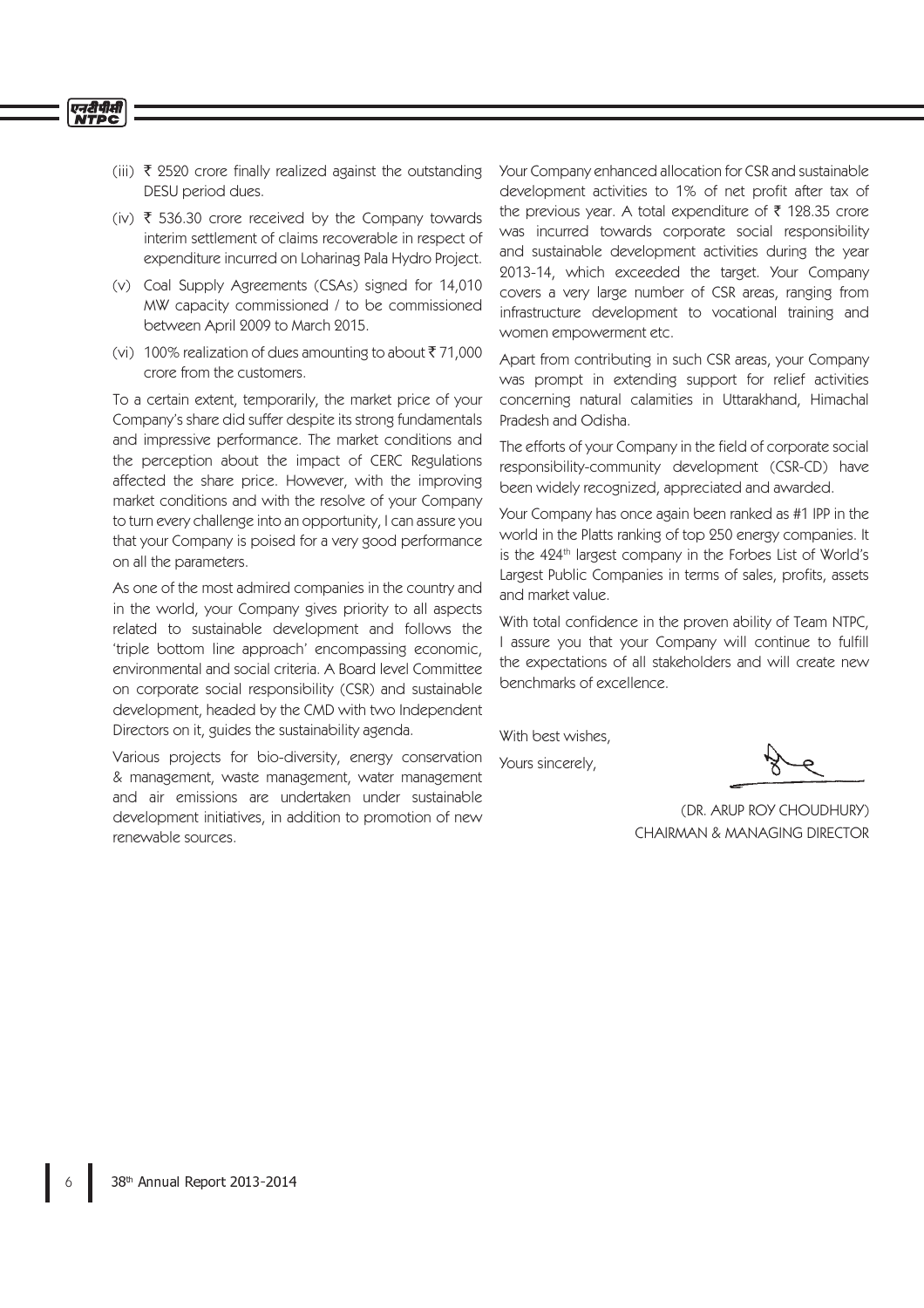(iii) ₹ 2520 crore finally realized against the outstanding DESU period dues.

(iv) ₹ 536.30 crore received by the Company towards interim settlement of claims recoverable in respect of expenditure incurred on Loharinag Pala Hydro Project.

(v) Coal Supply Agreements (CSAs) signed for 14,010 MW capacity commissioned / to be commissioned between April 2009 to March 2015.

(vi) 100% realization of dues amounting to about ₹ 71,000 crore from the customers.

To a certain extent, temporarily, the market price of your Company's share did suffer despite its strong fundamentals and impressive performance. The market conditions and the perception about the impact of CERC Regulations affected the share price. However, with the improving market conditions and with the resolve of your Company to turn every challenge into an opportunity, I can assure you that your Company is poised for a very good performance on all the parameters.

As one of the most admired companies in the country and in the world, your Company gives priority to all aspects related to sustainable development and follows the 'triple bottom line approach' encompassing economic, environmental and social criteria. A Board level Committee on corporate social responsibility (CSR) and sustainable development, headed by the CMD with two Independent Directors on it, guides the sustainability agenda.

Various projects for bio-diversity, energy conservation & management, waste management, water management and air emissions are undertaken under sustainable development initiatives, in addition to promotion of new renewable sources.

Your Company enhanced allocation for CSR and sustainable development activities to 1% of net profit after tax of the previous year. A total expenditure of ₹ 128.35 crore was incurred towards corporate social responsibility and sustainable development activities during the year 2013-14, which exceeded the target. Your Company covers a very large number of CSR areas, ranging from infrastructure development to vocational training and women empowerment etc.

Apart from contributing in such CSR areas, your Company was prompt in extending support for relief activities concerning natural calamities in Uttarakhand, Himachal Pradesh and Odisha.

The efforts of your Company in the field of corporate social responsibility-community development (CSR-CD) have been widely recognized, appreciated and awarded.

Your Company has once again been ranked as #1 IPP in the world in the Platts ranking of top 250 energy companies. It is the 424th largest company in the Forbes List of World's Largest Public Companies in terms of sales, profits, assets and market value.

With total confidence in the proven ability of Team NTPC, I assure you that your Company will continue to fulfill the expectations of all stakeholders and will create new benchmarks of excellence.

With best wishes,

Yours sincerely,

(DR. ARUP ROY CHOUDHURY)
CHAIRMAN & MANAGING DIRECTOR